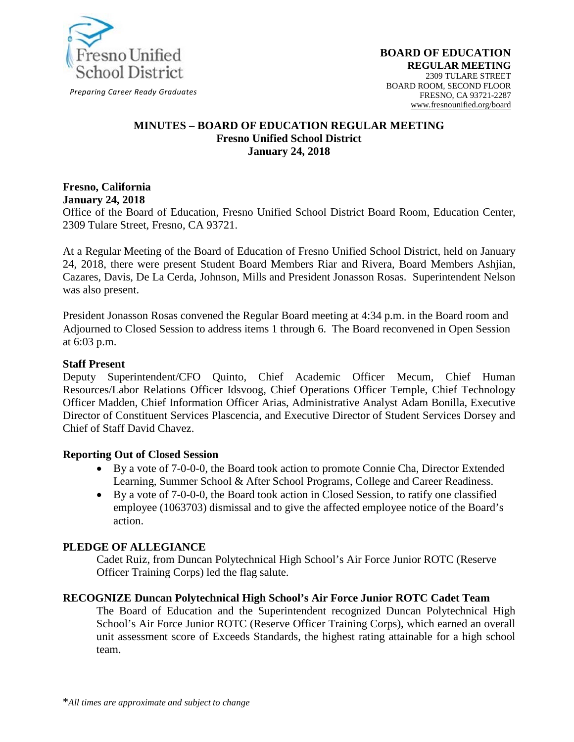Fresno Unified School District

*Preparing Career Ready Graduates*

**BOARD OF EDUCATION**
**REGULAR MEETING**
2309 TULARE STREET
BOARD ROOM, SECOND FLOOR
FRESNO, CA 93721-2287
www.fresnounified.org/board

# MINUTES – BOARD OF EDUCATION REGULAR MEETING
## Fresno Unified School District
## January 24, 2018

**Fresno, California**
**January 24, 2018**
Office of the Board of Education, Fresno Unified School District Board Room, Education Center, 2309 Tulare Street, Fresno, CA 93721.

At a Regular Meeting of the Board of Education of Fresno Unified School District, held on January 24, 2018, there were present Student Board Members Riar and Rivera, Board Members Ashjian, Cazares, Davis, De La Cerda, Johnson, Mills and President Jonasson Rosas. Superintendent Nelson was also present.

President Jonasson Rosas convened the Regular Board meeting at 4:34 p.m. in the Board room and Adjourned to Closed Session to address items 1 through 6. The Board reconvened in Open Session at 6:03 p.m.

### Staff Present

Deputy Superintendent/CFO Quinto, Chief Academic Officer Mecum, Chief Human Resources/Labor Relations Officer Idsvoog, Chief Operations Officer Temple, Chief Technology Officer Madden, Chief Information Officer Arias, Administrative Analyst Adam Bonilla, Executive Director of Constituent Services Plascencia, and Executive Director of Student Services Dorsey and Chief of Staff David Chavez.

### Reporting Out of Closed Session

- By a vote of 7-0-0-0, the Board took action to promote Connie Cha, Director Extended Learning, Summer School & After School Programs, College and Career Readiness.
- By a vote of 7-0-0-0, the Board took action in Closed Session, to ratify one classified employee (1063703) dismissal and to give the affected employee notice of the Board's action.

### PLEDGE OF ALLEGIANCE

Cadet Ruiz, from Duncan Polytechnical High School's Air Force Junior ROTC (Reserve Officer Training Corps) led the flag salute.

### RECOGNIZE Duncan Polytechnical High School's Air Force Junior ROTC Cadet Team

The Board of Education and the Superintendent recognized Duncan Polytechnical High School's Air Force Junior ROTC (Reserve Officer Training Corps), which earned an overall unit assessment score of Exceeds Standards, the highest rating attainable for a high school team.

*\*All times are approximate and subject to change*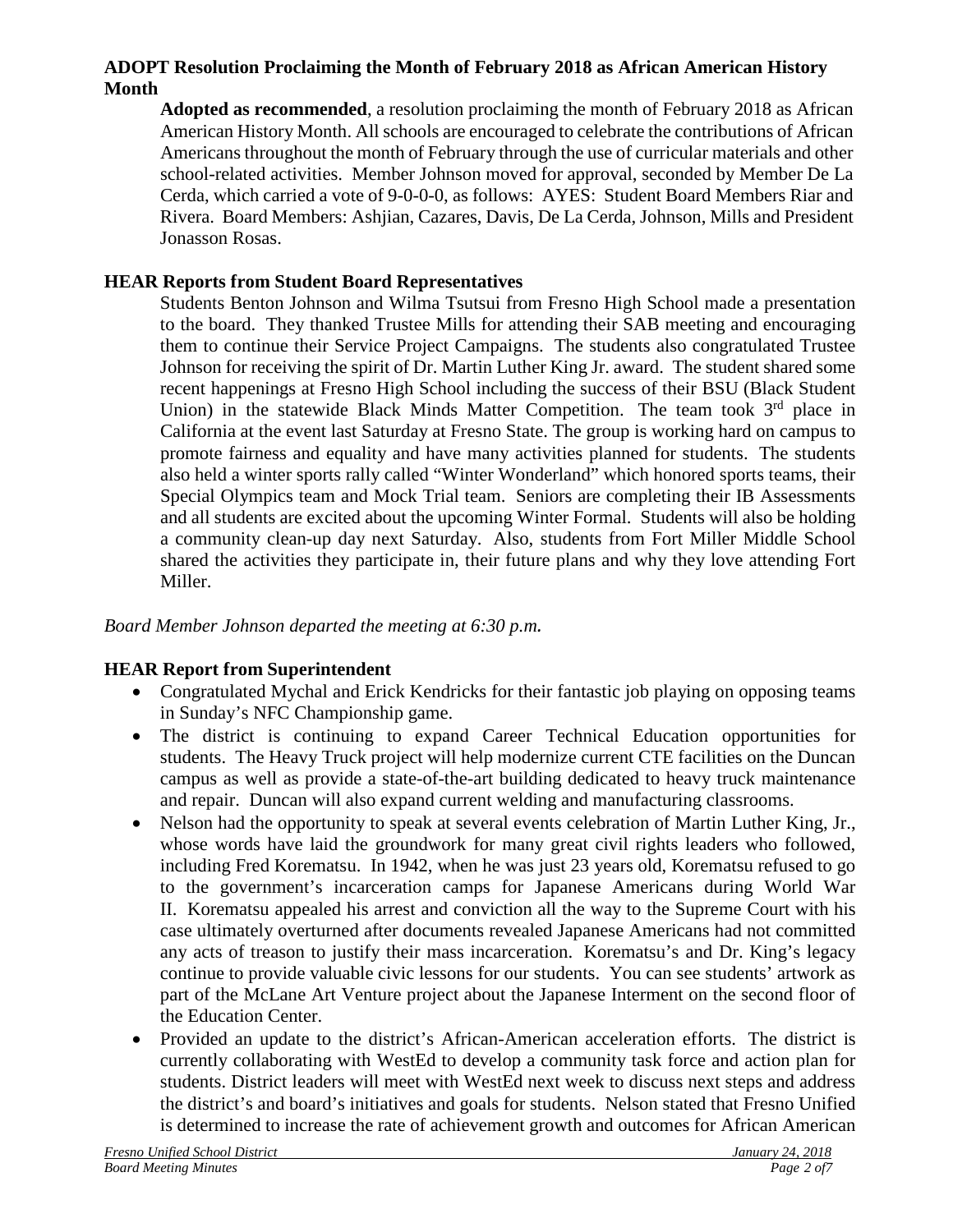**ADOPT Resolution Proclaiming the Month of February 2018 as African American History Month**

**Adopted as recommended**, a resolution proclaiming the month of February 2018 as African American History Month. All schools are encouraged to celebrate the contributions of African Americans throughout the month of February through the use of curricular materials and other school-related activities. Member Johnson moved for approval, seconded by Member De La Cerda, which carried a vote of 9-0-0-0, as follows: AYES: Student Board Members Riar and Rivera. Board Members: Ashjian, Cazares, Davis, De La Cerda, Johnson, Mills and President Jonasson Rosas.

**HEAR Reports from Student Board Representatives**

Students Benton Johnson and Wilma Tsutsui from Fresno High School made a presentation to the board. They thanked Trustee Mills for attending their SAB meeting and encouraging them to continue their Service Project Campaigns. The students also congratulated Trustee Johnson for receiving the spirit of Dr. Martin Luther King Jr. award. The student shared some recent happenings at Fresno High School including the success of their BSU (Black Student Union) in the statewide Black Minds Matter Competition. The team took 3rd place in California at the event last Saturday at Fresno State. The group is working hard on campus to promote fairness and equality and have many activities planned for students. The students also held a winter sports rally called "Winter Wonderland" which honored sports teams, their Special Olympics team and Mock Trial team. Seniors are completing their IB Assessments and all students are excited about the upcoming Winter Formal. Students will also be holding a community clean-up day next Saturday. Also, students from Fort Miller Middle School shared the activities they participate in, their future plans and why they love attending Fort Miller.

*Board Member Johnson departed the meeting at 6:30 p.m.*

**HEAR Report from Superintendent**

- Congratulated Mychal and Erick Kendricks for their fantastic job playing on opposing teams in Sunday's NFC Championship game.
- The district is continuing to expand Career Technical Education opportunities for students. The Heavy Truck project will help modernize current CTE facilities on the Duncan campus as well as provide a state-of-the-art building dedicated to heavy truck maintenance and repair. Duncan will also expand current welding and manufacturing classrooms.
- Nelson had the opportunity to speak at several events celebration of Martin Luther King, Jr., whose words have laid the groundwork for many great civil rights leaders who followed, including Fred Korematsu. In 1942, when he was just 23 years old, Korematsu refused to go to the government's incarceration camps for Japanese Americans during World War II. Korematsu appealed his arrest and conviction all the way to the Supreme Court with his case ultimately overturned after documents revealed Japanese Americans had not committed any acts of treason to justify their mass incarceration. Korematsu's and Dr. King's legacy continue to provide valuable civic lessons for our students. You can see students' artwork as part of the McLane Art Venture project about the Japanese Interment on the second floor of the Education Center.
- Provided an update to the district's African-American acceleration efforts. The district is currently collaborating with WestEd to develop a community task force and action plan for students. District leaders will meet with WestEd next week to discuss next steps and address the district's and board's initiatives and goals for students. Nelson stated that Fresno Unified is determined to increase the rate of achievement growth and outcomes for African American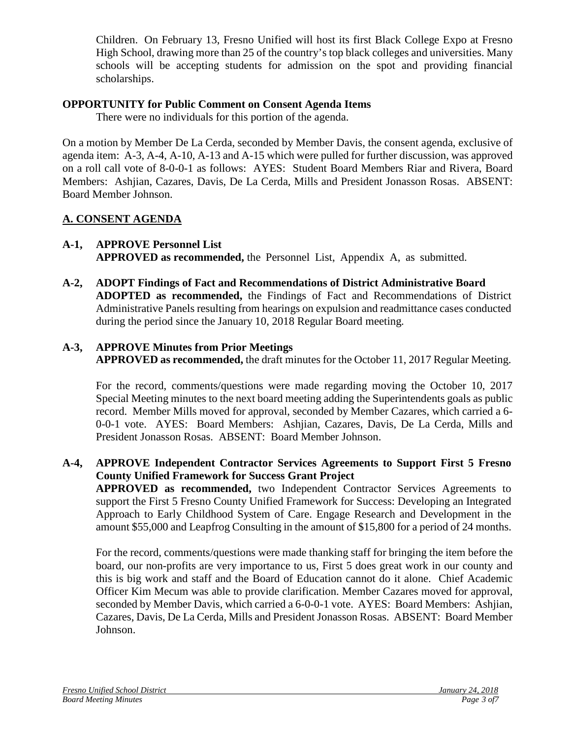Children. On February 13, Fresno Unified will host its first Black College Expo at Fresno High School, drawing more than 25 of the country's top black colleges and universities. Many schools will be accepting students for admission on the spot and providing financial scholarships.

**OPPORTUNITY for Public Comment on Consent Agenda Items**

There were no individuals for this portion of the agenda.

On a motion by Member De La Cerda, seconded by Member Davis, the consent agenda, exclusive of agenda item: A-3, A-4, A-10, A-13 and A-15 which were pulled for further discussion, was approved on a roll call vote of 8-0-0-1 as follows: AYES: Student Board Members Riar and Rivera, Board Members: Ashjian, Cazares, Davis, De La Cerda, Mills and President Jonasson Rosas. ABSENT: Board Member Johnson.

## A. CONSENT AGENDA

**A-1, APPROVE Personnel List**
**APPROVED as recommended,** the Personnel List, Appendix A, as submitted.

**A-2, ADOPT Findings of Fact and Recommendations of District Administrative Board**
**ADOPTED as recommended,** the Findings of Fact and Recommendations of District Administrative Panels resulting from hearings on expulsion and readmittance cases conducted during the period since the January 10, 2018 Regular Board meeting.

**A-3, APPROVE Minutes from Prior Meetings**
**APPROVED as recommended,** the draft minutes for the October 11, 2017 Regular Meeting.

For the record, comments/questions were made regarding moving the October 10, 2017 Special Meeting minutes to the next board meeting adding the Superintendents goals as public record. Member Mills moved for approval, seconded by Member Cazares, which carried a 6-0-0-1 vote. AYES: Board Members: Ashjian, Cazares, Davis, De La Cerda, Mills and President Jonasson Rosas. ABSENT: Board Member Johnson.

**A-4, APPROVE Independent Contractor Services Agreements to Support First 5 Fresno County Unified Framework for Success Grant Project**
**APPROVED as recommended,** two Independent Contractor Services Agreements to support the First 5 Fresno County Unified Framework for Success: Developing an Integrated Approach to Early Childhood System of Care. Engage Research and Development in the amount $55,000 and Leapfrog Consulting in the amount of $15,800 for a period of 24 months.

For the record, comments/questions were made thanking staff for bringing the item before the board, our non-profits are very importance to us, First 5 does great work in our county and this is big work and staff and the Board of Education cannot do it alone. Chief Academic Officer Kim Mecum was able to provide clarification. Member Cazares moved for approval, seconded by Member Davis, which carried a 6-0-0-1 vote. AYES: Board Members: Ashjian, Cazares, Davis, De La Cerda, Mills and President Jonasson Rosas. ABSENT: Board Member Johnson.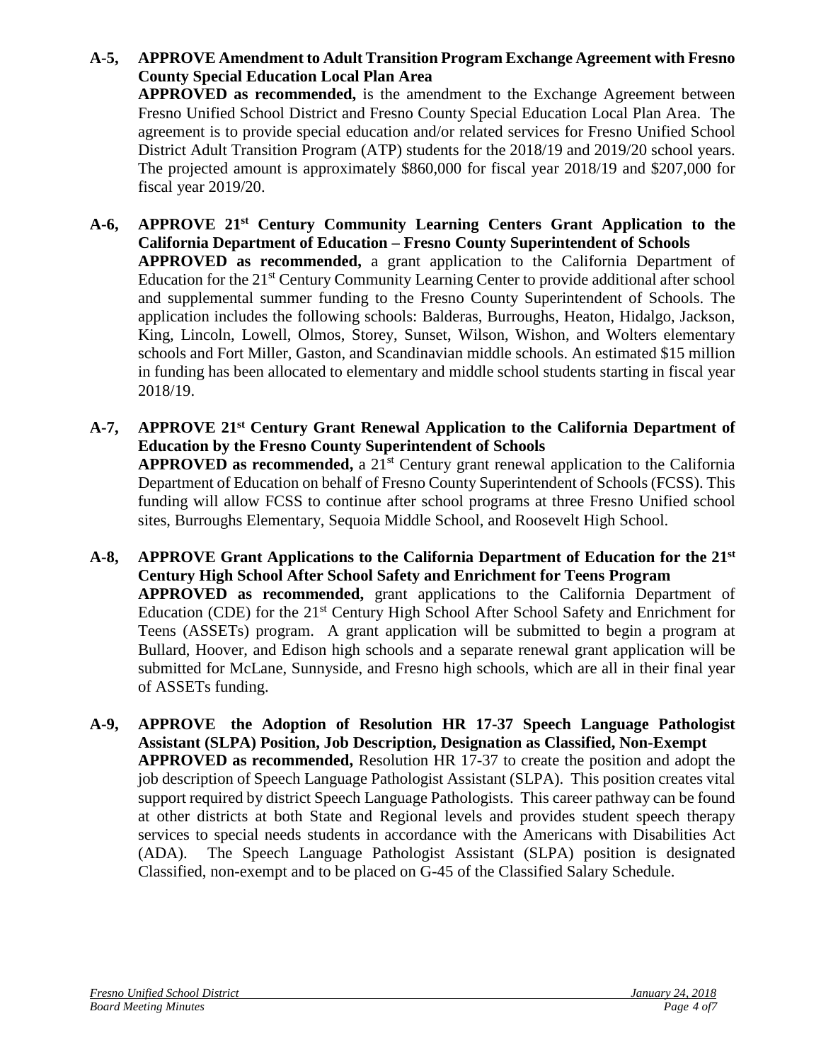**A-5, APPROVE Amendment to Adult Transition Program Exchange Agreement with Fresno County Special Education Local Plan Area**
**APPROVED as recommended,** is the amendment to the Exchange Agreement between Fresno Unified School District and Fresno County Special Education Local Plan Area. The agreement is to provide special education and/or related services for Fresno Unified School District Adult Transition Program (ATP) students for the 2018/19 and 2019/20 school years. The projected amount is approximately $860,000 for fiscal year 2018/19 and $207,000 for fiscal year 2019/20.

**A-6, APPROVE 21st Century Community Learning Centers Grant Application to the California Department of Education – Fresno County Superintendent of Schools**
**APPROVED as recommended,** a grant application to the California Department of Education for the 21st Century Community Learning Center to provide additional after school and supplemental summer funding to the Fresno County Superintendent of Schools. The application includes the following schools: Balderas, Burroughs, Heaton, Hidalgo, Jackson, King, Lincoln, Lowell, Olmos, Storey, Sunset, Wilson, Wishon, and Wolters elementary schools and Fort Miller, Gaston, and Scandinavian middle schools. An estimated $15 million in funding has been allocated to elementary and middle school students starting in fiscal year 2018/19.

**A-7, APPROVE 21st Century Grant Renewal Application to the California Department of Education by the Fresno County Superintendent of Schools**
**APPROVED as recommended,** a 21st Century grant renewal application to the California Department of Education on behalf of Fresno County Superintendent of Schools (FCSS). This funding will allow FCSS to continue after school programs at three Fresno Unified school sites, Burroughs Elementary, Sequoia Middle School, and Roosevelt High School.

**A-8, APPROVE Grant Applications to the California Department of Education for the 21st Century High School After School Safety and Enrichment for Teens Program**
**APPROVED as recommended,** grant applications to the California Department of Education (CDE) for the 21st Century High School After School Safety and Enrichment for Teens (ASSETs) program. A grant application will be submitted to begin a program at Bullard, Hoover, and Edison high schools and a separate renewal grant application will be submitted for McLane, Sunnyside, and Fresno high schools, which are all in their final year of ASSETs funding.

**A-9, APPROVE the Adoption of Resolution HR 17-37 Speech Language Pathologist Assistant (SLPA) Position, Job Description, Designation as Classified, Non-Exempt**
**APPROVED as recommended,** Resolution HR 17-37 to create the position and adopt the job description of Speech Language Pathologist Assistant (SLPA). This position creates vital support required by district Speech Language Pathologists. This career pathway can be found at other districts at both State and Regional levels and provides student speech therapy services to special needs students in accordance with the Americans with Disabilities Act (ADA). The Speech Language Pathologist Assistant (SLPA) position is designated Classified, non-exempt and to be placed on G-45 of the Classified Salary Schedule.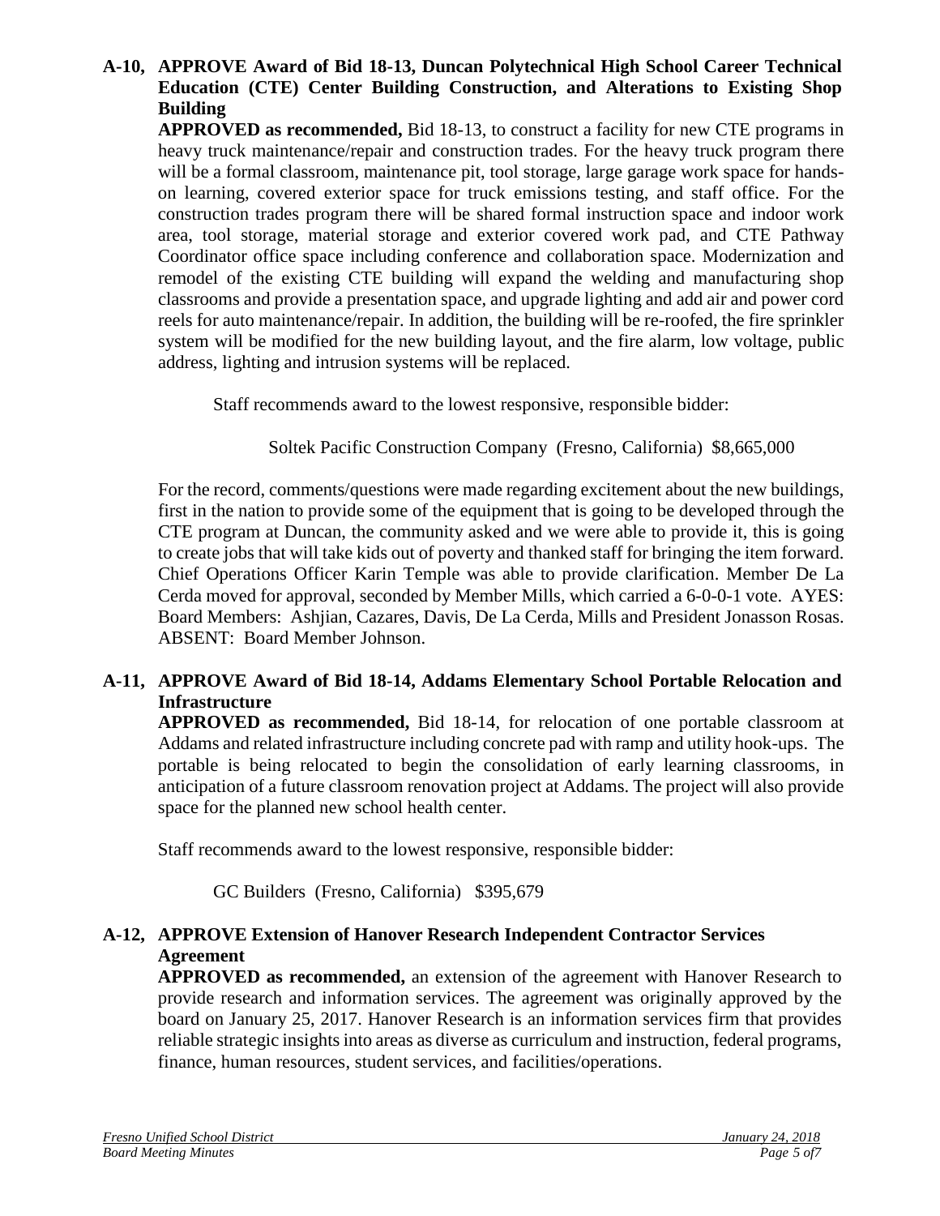**A-10, APPROVE Award of Bid 18-13, Duncan Polytechnical High School Career Technical Education (CTE) Center Building Construction, and Alterations to Existing Shop Building**

**APPROVED as recommended,** Bid 18-13, to construct a facility for new CTE programs in heavy truck maintenance/repair and construction trades. For the heavy truck program there will be a formal classroom, maintenance pit, tool storage, large garage work space for hands-on learning, covered exterior space for truck emissions testing, and staff office. For the construction trades program there will be shared formal instruction space and indoor work area, tool storage, material storage and exterior covered work pad, and CTE Pathway Coordinator office space including conference and collaboration space. Modernization and remodel of the existing CTE building will expand the welding and manufacturing shop classrooms and provide a presentation space, and upgrade lighting and add air and power cord reels for auto maintenance/repair. In addition, the building will be re-roofed, the fire sprinkler system will be modified for the new building layout, and the fire alarm, low voltage, public address, lighting and intrusion systems will be replaced.

Staff recommends award to the lowest responsive, responsible bidder:

Soltek Pacific Construction Company (Fresno, California) $8,665,000

For the record, comments/questions were made regarding excitement about the new buildings, first in the nation to provide some of the equipment that is going to be developed through the CTE program at Duncan, the community asked and we were able to provide it, this is going to create jobs that will take kids out of poverty and thanked staff for bringing the item forward. Chief Operations Officer Karin Temple was able to provide clarification. Member De La Cerda moved for approval, seconded by Member Mills, which carried a 6-0-0-1 vote. AYES: Board Members: Ashjian, Cazares, Davis, De La Cerda, Mills and President Jonasson Rosas. ABSENT: Board Member Johnson.

**A-11, APPROVE Award of Bid 18-14, Addams Elementary School Portable Relocation and Infrastructure**

**APPROVED as recommended,** Bid 18-14, for relocation of one portable classroom at Addams and related infrastructure including concrete pad with ramp and utility hook-ups. The portable is being relocated to begin the consolidation of early learning classrooms, in anticipation of a future classroom renovation project at Addams. The project will also provide space for the planned new school health center.

Staff recommends award to the lowest responsive, responsible bidder:

GC Builders (Fresno, California) $395,679

**A-12, APPROVE Extension of Hanover Research Independent Contractor Services Agreement**

**APPROVED as recommended,** an extension of the agreement with Hanover Research to provide research and information services. The agreement was originally approved by the board on January 25, 2017. Hanover Research is an information services firm that provides reliable strategic insights into areas as diverse as curriculum and instruction, federal programs, finance, human resources, student services, and facilities/operations.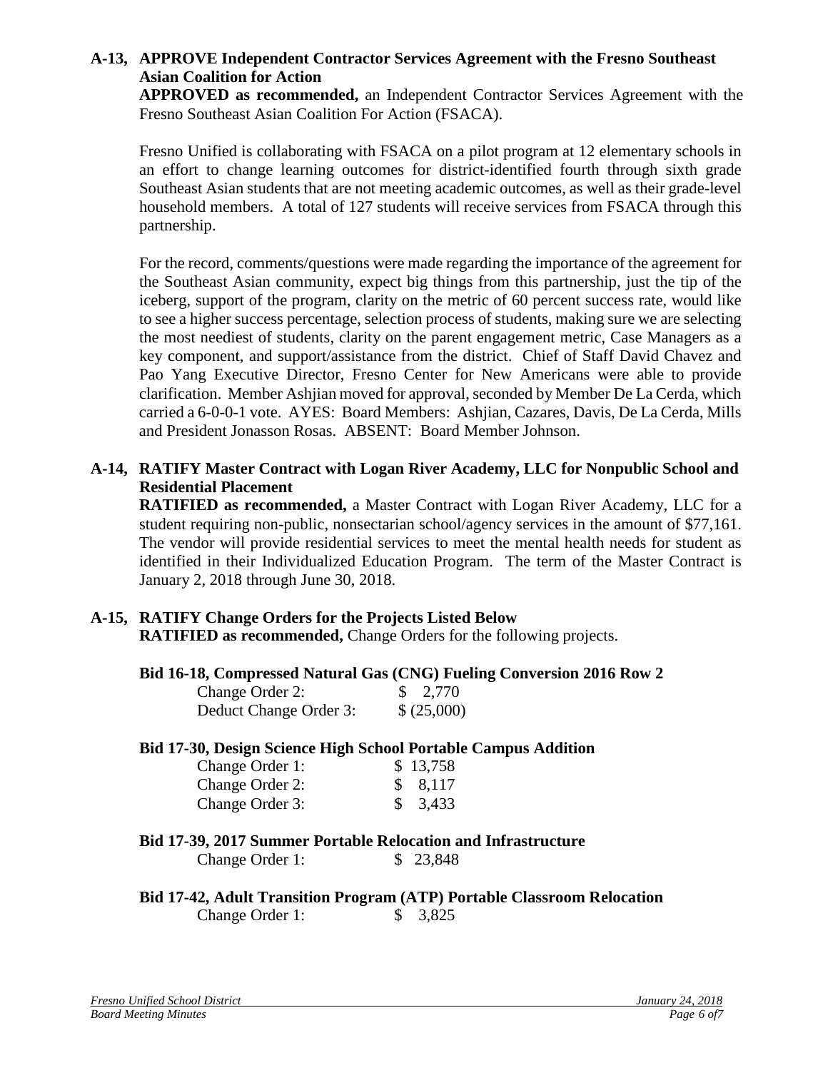**A-13, APPROVE Independent Contractor Services Agreement with the Fresno Southeast Asian Coalition for Action**

**APPROVED as recommended,** an Independent Contractor Services Agreement with the Fresno Southeast Asian Coalition For Action (FSACA).

Fresno Unified is collaborating with FSACA on a pilot program at 12 elementary schools in an effort to change learning outcomes for district-identified fourth through sixth grade Southeast Asian students that are not meeting academic outcomes, as well as their grade-level household members. A total of 127 students will receive services from FSACA through this partnership.

For the record, comments/questions were made regarding the importance of the agreement for the Southeast Asian community, expect big things from this partnership, just the tip of the iceberg, support of the program, clarity on the metric of 60 percent success rate, would like to see a higher success percentage, selection process of students, making sure we are selecting the most neediest of students, clarity on the parent engagement metric, Case Managers as a key component, and support/assistance from the district. Chief of Staff David Chavez and Pao Yang Executive Director, Fresno Center for New Americans were able to provide clarification. Member Ashjian moved for approval, seconded by Member De La Cerda, which carried a 6-0-0-1 vote. AYES: Board Members: Ashjian, Cazares, Davis, De La Cerda, Mills and President Jonasson Rosas. ABSENT: Board Member Johnson.

**A-14, RATIFY Master Contract with Logan River Academy, LLC for Nonpublic School and Residential Placement**

**RATIFIED as recommended,** a Master Contract with Logan River Academy, LLC for a student requiring non-public, nonsectarian school/agency services in the amount of $77,161. The vendor will provide residential services to meet the mental health needs for student as identified in their Individualized Education Program. The term of the Master Contract is January 2, 2018 through June 30, 2018.

**A-15, RATIFY Change Orders for the Projects Listed Below**

**RATIFIED as recommended,** Change Orders for the following projects.

**Bid 16-18, Compressed Natural Gas (CNG) Fueling Conversion 2016 Row 2**

| | |
|---|---|
| Change Order 2: | $ 2,770 |
| Deduct Change Order 3: | $ (25,000) |

**Bid 17-30, Design Science High School Portable Campus Addition**

| | |
|---|---|
| Change Order 1: | $ 13,758 |
| Change Order 2: | $ 8,117 |
| Change Order 3: | $ 3,433 |

**Bid 17-39, 2017 Summer Portable Relocation and Infrastructure**

| | |
|---|---|
| Change Order 1: | $ 23,848 |

**Bid 17-42, Adult Transition Program (ATP) Portable Classroom Relocation**

| | |
|---|---|
| Change Order 1: | $ 3,825 |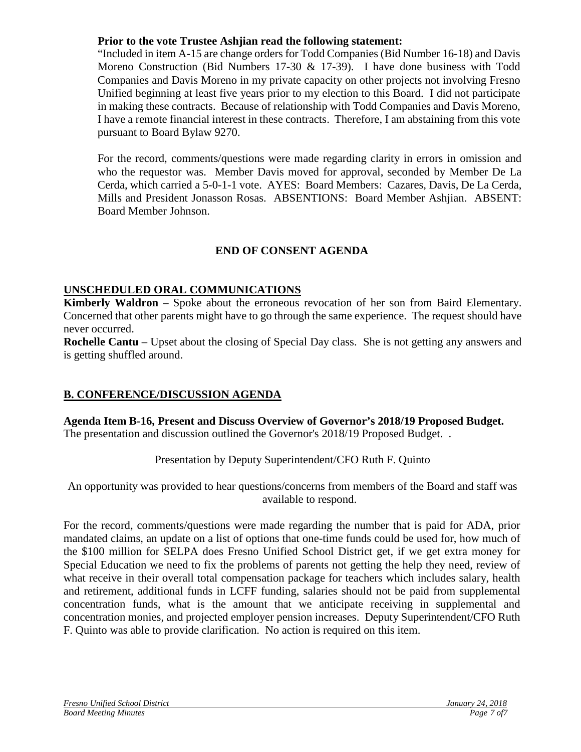**Prior to the vote Trustee Ashjian read the following statement:**
"Included in item A-15 are change orders for Todd Companies (Bid Number 16-18) and Davis Moreno Construction (Bid Numbers 17-30 & 17-39). I have done business with Todd Companies and Davis Moreno in my private capacity on other projects not involving Fresno Unified beginning at least five years prior to my election to this Board. I did not participate in making these contracts. Because of relationship with Todd Companies and Davis Moreno, I have a remote financial interest in these contracts. Therefore, I am abstaining from this vote pursuant to Board Bylaw 9270.

For the record, comments/questions were made regarding clarity in errors in omission and who the requestor was. Member Davis moved for approval, seconded by Member De La Cerda, which carried a 5-0-1-1 vote. AYES: Board Members: Cazares, Davis, De La Cerda, Mills and President Jonasson Rosas. ABSENTIONS: Board Member Ashjian. ABSENT: Board Member Johnson.

**END OF CONSENT AGENDA**

## UNSCHEDULED ORAL COMMUNICATIONS

**Kimberly Waldron** – Spoke about the erroneous revocation of her son from Baird Elementary. Concerned that other parents might have to go through the same experience. The request should have never occurred.

**Rochelle Cantu** – Upset about the closing of Special Day class. She is not getting any answers and is getting shuffled around.

## B. CONFERENCE/DISCUSSION AGENDA

**Agenda Item B-16, Present and Discuss Overview of Governor's 2018/19 Proposed Budget.**
The presentation and discussion outlined the Governor's 2018/19 Proposed Budget. .

Presentation by Deputy Superintendent/CFO Ruth F. Quinto

An opportunity was provided to hear questions/concerns from members of the Board and staff was available to respond.

For the record, comments/questions were made regarding the number that is paid for ADA, prior mandated claims, an update on a list of options that one-time funds could be used for, how much of the $100 million for SELPA does Fresno Unified School District get, if we get extra money for Special Education we need to fix the problems of parents not getting the help they need, review of what receive in their overall total compensation package for teachers which includes salary, health and retirement, additional funds in LCFF funding, salaries should not be paid from supplemental concentration funds, what is the amount that we anticipate receiving in supplemental and concentration monies, and projected employer pension increases. Deputy Superintendent/CFO Ruth F. Quinto was able to provide clarification. No action is required on this item.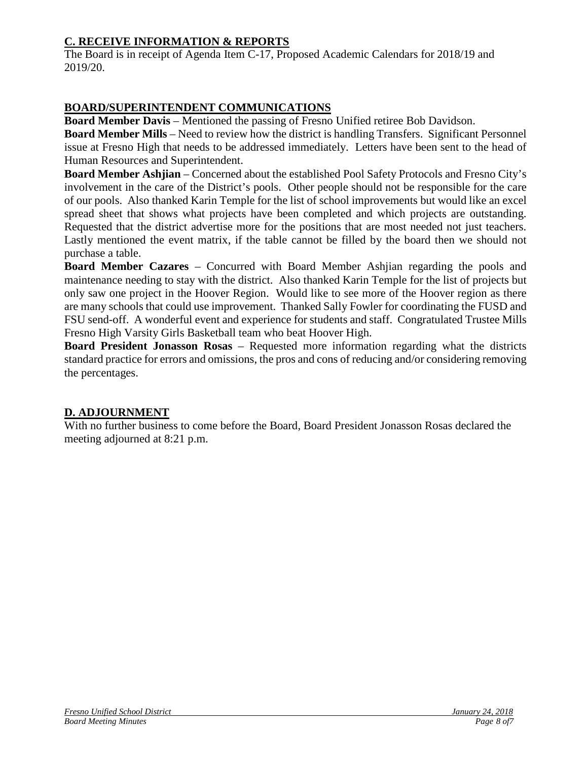## **C. RECEIVE INFORMATION & REPORTS**

The Board is in receipt of Agenda Item C-17, Proposed Academic Calendars for 2018/19 and 2019/20.

## **BOARD/SUPERINTENDENT COMMUNICATIONS**

**Board Member Davis** – Mentioned the passing of Fresno Unified retiree Bob Davidson.

**Board Member Mills** – Need to review how the district is handling Transfers. Significant Personnel issue at Fresno High that needs to be addressed immediately. Letters have been sent to the head of Human Resources and Superintendent.

**Board Member Ashjian** – Concerned about the established Pool Safety Protocols and Fresno City's involvement in the care of the District's pools. Other people should not be responsible for the care of our pools. Also thanked Karin Temple for the list of school improvements but would like an excel spread sheet that shows what projects have been completed and which projects are outstanding. Requested that the district advertise more for the positions that are most needed not just teachers. Lastly mentioned the event matrix, if the table cannot be filled by the board then we should not purchase a table.

**Board Member Cazares** – Concurred with Board Member Ashjian regarding the pools and maintenance needing to stay with the district. Also thanked Karin Temple for the list of projects but only saw one project in the Hoover Region. Would like to see more of the Hoover region as there are many schools that could use improvement. Thanked Sally Fowler for coordinating the FUSD and FSU send-off. A wonderful event and experience for students and staff. Congratulated Trustee Mills Fresno High Varsity Girls Basketball team who beat Hoover High.

**Board President Jonasson Rosas** – Requested more information regarding what the districts standard practice for errors and omissions, the pros and cons of reducing and/or considering removing the percentages.

## **D. ADJOURNMENT**

With no further business to come before the Board, Board President Jonasson Rosas declared the meeting adjourned at 8:21 p.m.